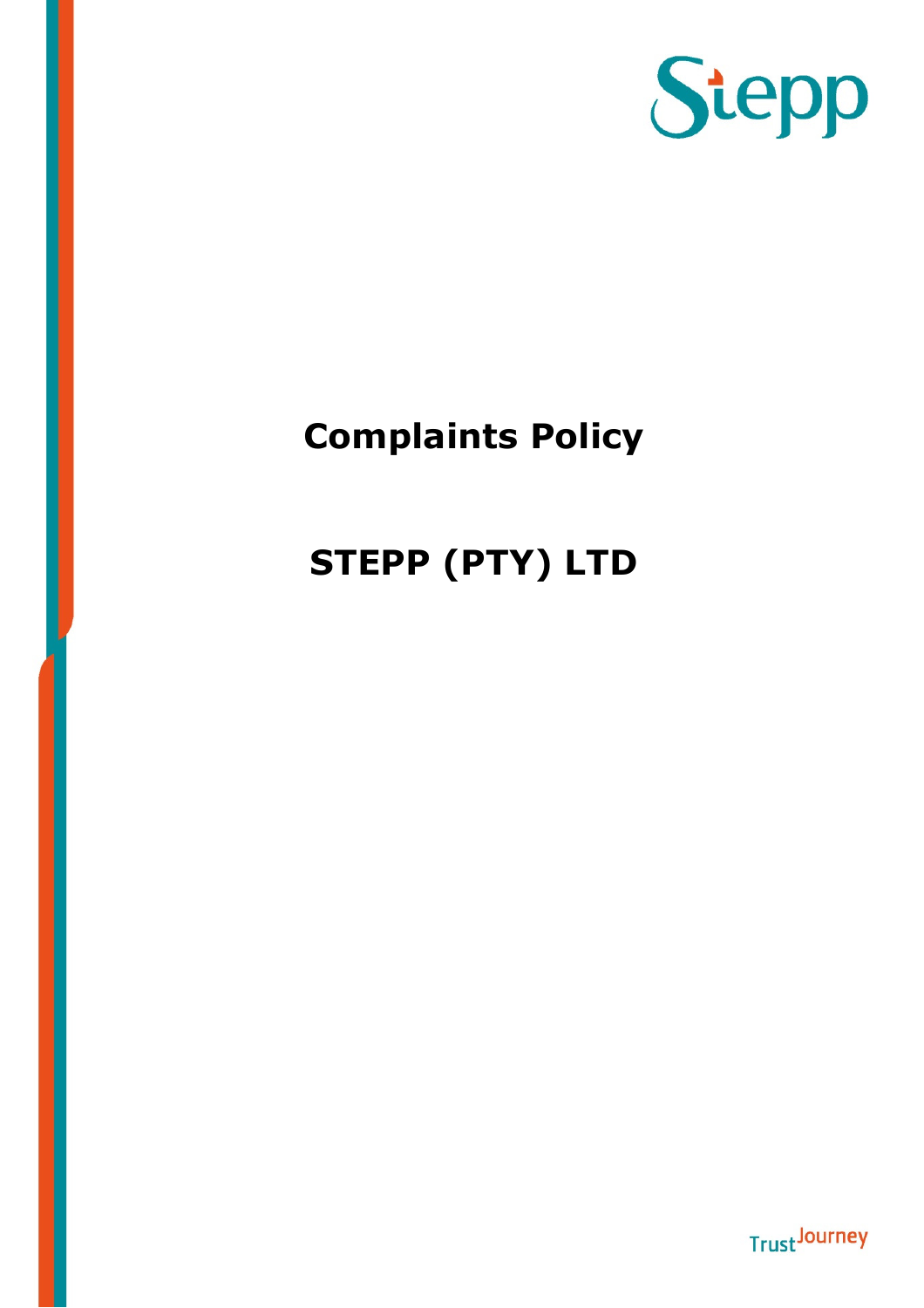# Complaints Policy

# STEPP (PTY) LTD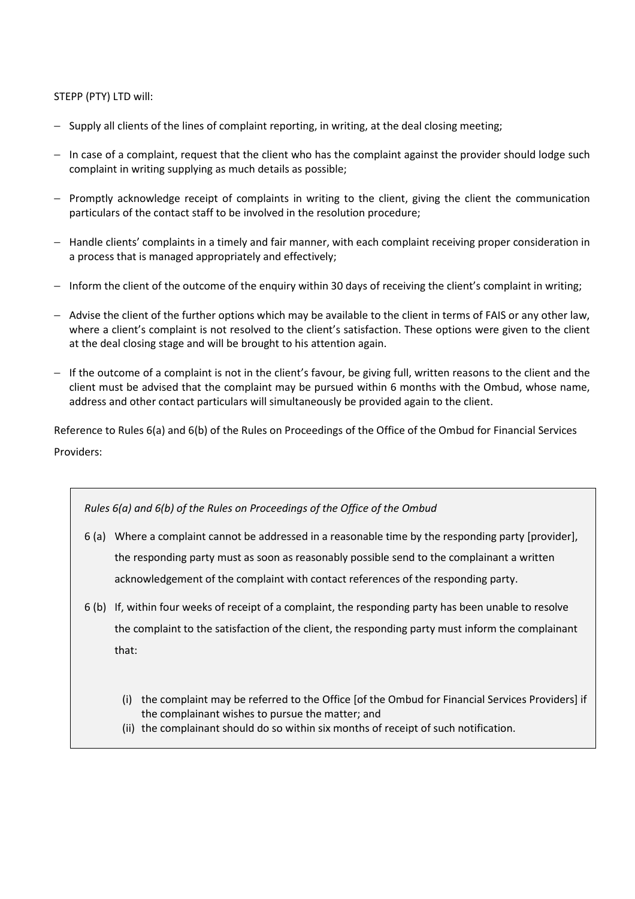STEPP (PTY) LTD will:

- Supply all clients of the lines of complaint reporting, in writing, at the deal closing meeting;
- In case of a complaint, request that the client who has the complaint against the provider should lodge such complaint in writing supplying as much details as possible;
- Promptly acknowledge receipt of complaints in writing to the client, giving the client the communication particulars of the contact staff to be involved in the resolution procedure;
- Handle clients' complaints in a timely and fair manner, with each complaint receiving proper consideration in a process that is managed appropriately and effectively;
- Inform the client of the outcome of the enquiry within 30 days of receiving the client's complaint in writing;
- Advise the client of the further options which may be available to the client in terms of FAIS or any other law, where a client's complaint is not resolved to the client's satisfaction. These options were given to the client at the deal closing stage and will be brought to his attention again.
- If the outcome of a complaint is not in the client's favour, be giving full, written reasons to the client and the client must be advised that the complaint may be pursued within 6 months with the Ombud, whose name, address and other contact particulars will simultaneously be provided again to the client.

Reference to Rules 6(a) and 6(b) of the Rules on Proceedings of the Office of the Ombud for Financial Services Providers:

> *Rules 6(a) and 6(b) of the Rules on Proceedings of the Office of the Ombud*
>
> 6 (a) Where a complaint cannot be addressed in a reasonable time by the responding party [provider], the responding party must as soon as reasonably possible send to the complainant a written acknowledgement of the complaint with contact references of the responding party.
>
> 6 (b) If, within four weeks of receipt of a complaint, the responding party has been unable to resolve the complaint to the satisfaction of the client, the responding party must inform the complainant that:
>
> (i) the complaint may be referred to the Office [of the Ombud for Financial Services Providers] if the complainant wishes to pursue the matter; and
> (ii) the complainant should do so within six months of receipt of such notification.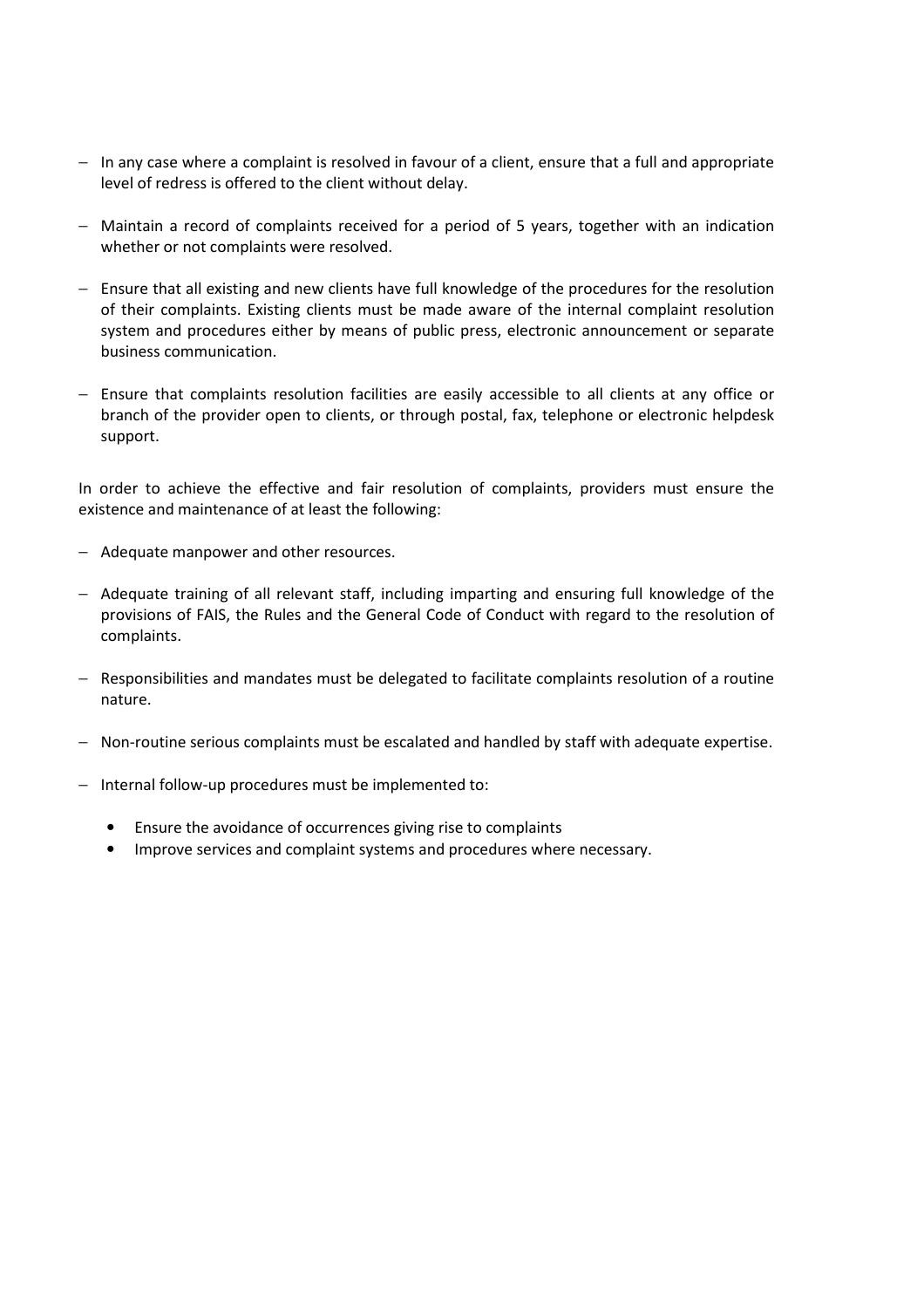- In any case where a complaint is resolved in favour of a client, ensure that a full and appropriate level of redress is offered to the client without delay.
- Maintain a record of complaints received for a period of 5 years, together with an indication whether or not complaints were resolved.
- Ensure that all existing and new clients have full knowledge of the procedures for the resolution of their complaints. Existing clients must be made aware of the internal complaint resolution system and procedures either by means of public press, electronic announcement or separate business communication.
- Ensure that complaints resolution facilities are easily accessible to all clients at any office or branch of the provider open to clients, or through postal, fax, telephone or electronic helpdesk support.

In order to achieve the effective and fair resolution of complaints, providers must ensure the existence and maintenance of at least the following:

- Adequate manpower and other resources.
- Adequate training of all relevant staff, including imparting and ensuring full knowledge of the provisions of FAIS, the Rules and the General Code of Conduct with regard to the resolution of complaints.
- Responsibilities and mandates must be delegated to facilitate complaints resolution of a routine nature.
- Non-routine serious complaints must be escalated and handled by staff with adequate expertise.
- Internal follow-up procedures must be implemented to:
  - Ensure the avoidance of occurrences giving rise to complaints
  - Improve services and complaint systems and procedures where necessary.